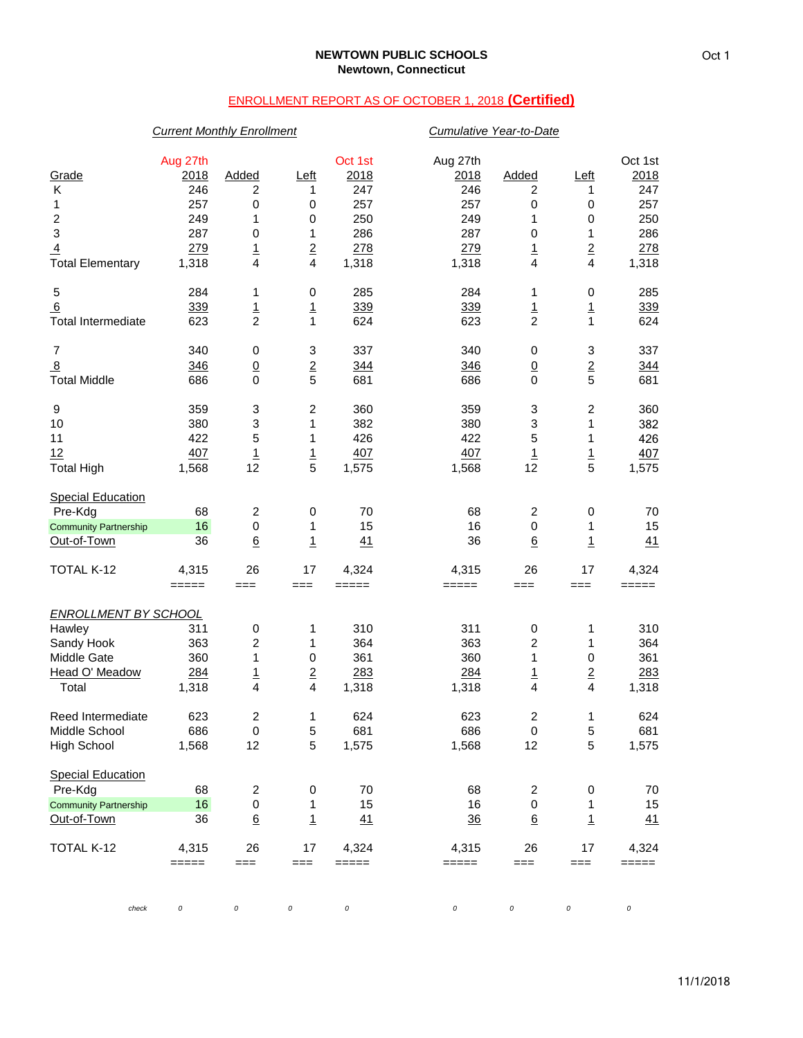**NEWTOWN PUBLIC SCHOOLS**
**Newtown, Connecticut**

Oct 1

ENROLLMENT REPORT AS OF OCTOBER 1, 2018 **(Certified)**

| | *Current Monthly Enrollment* | | | | *Cumulative Year-to-Date* | | | |
|---|---|---|---|---|---|---|---|---|
| Grade | Aug 27th 2018 | Added | Left | Oct 1st 2018 | Aug 27th 2018 | Added | Left | Oct 1st 2018 |
| K | 246 | 2 | 1 | 247 | 246 | 2 | 1 | 247 |
| 1 | 257 | 0 | 0 | 257 | 257 | 0 | 0 | 257 |
| 2 | 249 | 1 | 0 | 250 | 249 | 1 | 0 | 250 |
| 3 | 287 | 0 | 1 | 286 | 287 | 0 | 1 | 286 |
| 4 | 279 | 1 | 2 | 278 | 279 | 1 | 2 | 278 |
| Total Elementary | 1,318 | 4 | 4 | 1,318 | 1,318 | 4 | 4 | 1,318 |
| | | | | | | | | |
| 5 | 284 | 1 | 0 | 285 | 284 | 1 | 0 | 285 |
| 6 | 339 | 1 | 1 | 339 | 339 | 1 | 1 | 339 |
| Total Intermediate | 623 | 2 | 1 | 624 | 623 | 2 | 1 | 624 |
| | | | | | | | | |
| 7 | 340 | 0 | 3 | 337 | 340 | 0 | 3 | 337 |
| 8 | 346 | 0 | 2 | 344 | 346 | 0 | 2 | 344 |
| Total Middle | 686 | 0 | 5 | 681 | 686 | 0 | 5 | 681 |
| | | | | | | | | |
| 9 | 359 | 3 | 2 | 360 | 359 | 3 | 2 | 360 |
| 10 | 380 | 3 | 1 | 382 | 380 | 3 | 1 | 382 |
| 11 | 422 | 5 | 1 | 426 | 422 | 5 | 1 | 426 |
| 12 | 407 | 1 | 1 | 407 | 407 | 1 | 1 | 407 |
| Total High | 1,568 | 12 | 5 | 1,575 | 1,568 | 12 | 5 | 1,575 |
| | | | | | | | | |
| Special Education | | | | | | | | |
| Pre-Kdg | 68 | 2 | 0 | 70 | 68 | 2 | 0 | 70 |
| Community Partnership | 16 | 0 | 1 | 15 | 16 | 0 | 1 | 15 |
| Out-of-Town | 36 | 6 | 1 | 41 | 36 | 6 | 1 | 41 |
| | | | | | | | | |
| TOTAL K-12 | 4,315 | 26 | 17 | 4,324 | 4,315 | 26 | 17 | 4,324 |

| *ENROLLMENT BY SCHOOL* | Aug 27th 2018 | Added | Left | Oct 1st 2018 | Aug 27th 2018 | Added | Left | Oct 1st 2018 |
|---|---|---|---|---|---|---|---|---|
| Hawley | 311 | 0 | 1 | 310 | 311 | 0 | 1 | 310 |
| Sandy Hook | 363 | 2 | 1 | 364 | 363 | 2 | 1 | 364 |
| Middle Gate | 360 | 1 | 0 | 361 | 360 | 1 | 0 | 361 |
| Head O' Meadow | 284 | 1 | 2 | 283 | 284 | 1 | 2 | 283 |
| Total | 1,318 | 4 | 4 | 1,318 | 1,318 | 4 | 4 | 1,318 |
| | | | | | | | | |
| Reed Intermediate | 623 | 2 | 1 | 624 | 623 | 2 | 1 | 624 |
| Middle School | 686 | 0 | 5 | 681 | 686 | 0 | 5 | 681 |
| High School | 1,568 | 12 | 5 | 1,575 | 1,568 | 12 | 5 | 1,575 |
| | | | | | | | | |
| Special Education | | | | | | | | |
| Pre-Kdg | 68 | 2 | 0 | 70 | 68 | 2 | 0 | 70 |
| Community Partnership | 16 | 0 | 1 | 15 | 16 | 0 | 1 | 15 |
| Out-of-Town | 36 | 6 | 1 | 41 | 36 | 6 | 1 | 41 |
| | | | | | | | | |
| TOTAL K-12 | 4,315 | 26 | 17 | 4,324 | 4,315 | 26 | 17 | 4,324 |
| | | | | | | | | |
| *check* | *0* | *0* | *0* | *0* | *0* | *0* | *0* | *0* |

11/1/2018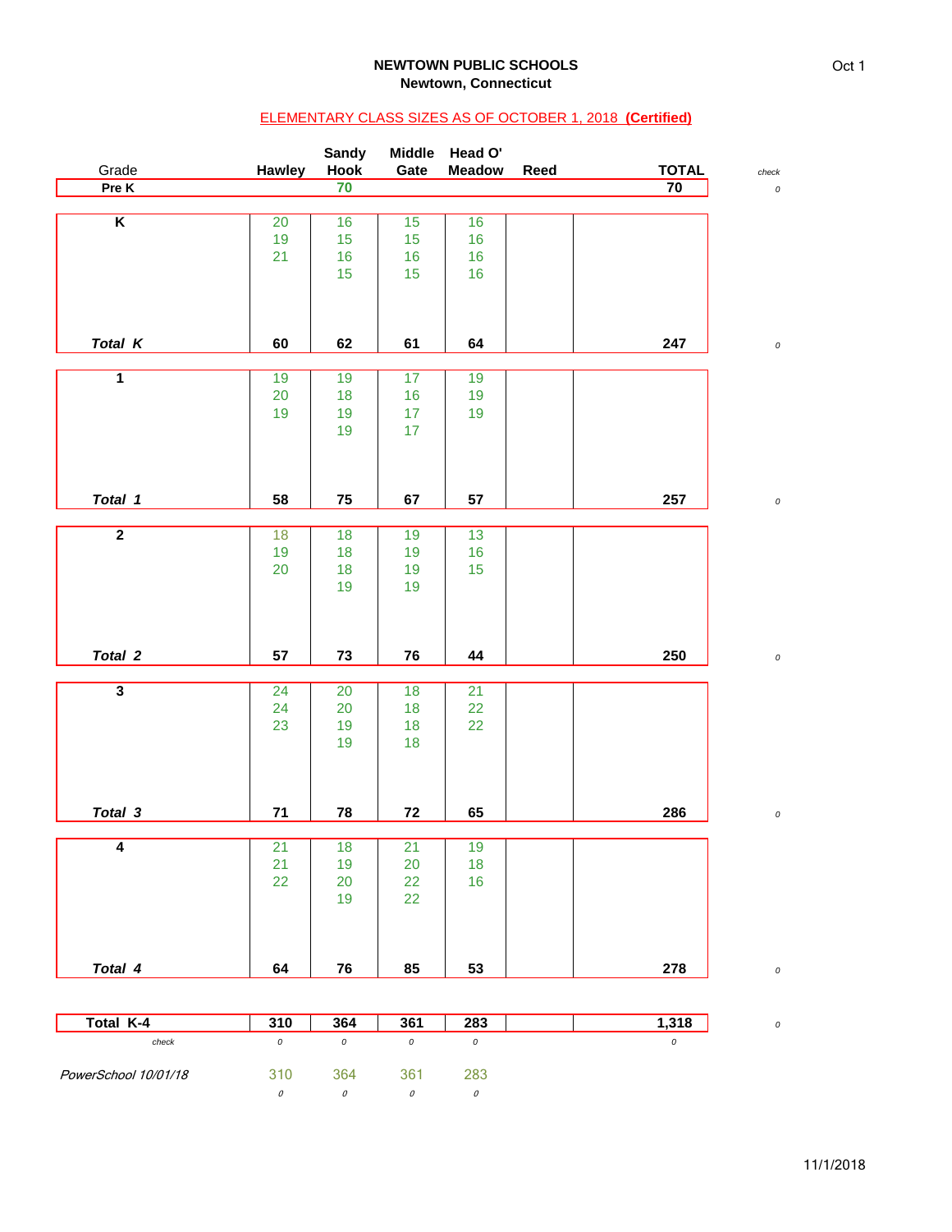**NEWTOWN PUBLIC SCHOOLS**
**Newtown, Connecticut**

Oct 1

ELEMENTARY CLASS SIZES AS OF OCTOBER 1, 2018 **(Certified)**

| Grade | Hawley | Sandy Hook | Middle Gate | Head O' Meadow | Reed | TOTAL | check |
|---|---|---|---|---|---|---|---|
| **Pre K** | | 70 | | | | 70 | 0 |
| **K** | 20 | 16 | 15 | 16 | | | |
| | 19 | 15 | 15 | 16 | | | |
| | 21 | 16 | 16 | 16 | | | |
| | | 15 | 15 | 16 | | | |
| ***Total K*** | **60** | **62** | **61** | **64** | | **247** | 0 |
| **1** | 19 | 19 | 17 | 19 | | | |
| | 20 | 18 | 16 | 19 | | | |
| | 19 | 19 | 17 | 19 | | | |
| | | 19 | 17 | | | | |
| ***Total 1*** | **58** | **75** | **67** | **57** | | **257** | 0 |
| **2** | 18 | 18 | 19 | 13 | | | |
| | 19 | 18 | 19 | 16 | | | |
| | 20 | 18 | 19 | 15 | | | |
| | | 19 | 19 | | | | |
| ***Total 2*** | **57** | **73** | **76** | **44** | | **250** | 0 |
| **3** | 24 | 20 | 18 | 21 | | | |
| | 24 | 20 | 18 | 22 | | | |
| | 23 | 19 | 18 | 22 | | | |
| | | 19 | 18 | | | | |
| ***Total 3*** | **71** | **78** | **72** | **65** | | **286** | 0 |
| **4** | 21 | 18 | 21 | 19 | | | |
| | 21 | 19 | 20 | 18 | | | |
| | 22 | 20 | 22 | 16 | | | |
| | | 19 | 22 | | | | |
| ***Total 4*** | **64** | **76** | **85** | **53** | | **278** | 0 |
| **Total K-4** | **310** | **364** | **361** | **283** | | **1,318** | 0 |
| *check* | *0* | *0* | *0* | *0* | | *0* | |
| *PowerSchool 10/01/18* | 310 | 364 | 361 | 283 | | | |
| | *0* | *0* | *0* | *0* | | | |

11/1/2018